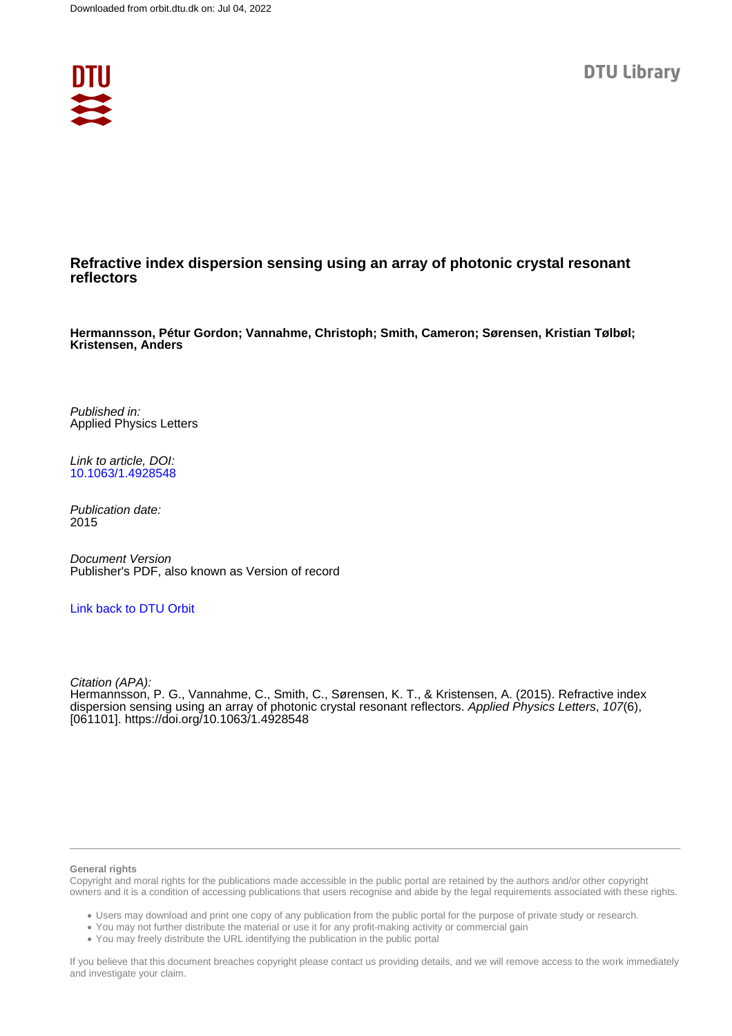Downloaded from orbit.dtu.dk on: Jul 04, 2022

DTU Library

# Refractive index dispersion sensing using an array of photonic crystal resonant reflectors

**Hermannsson, Pétur Gordon; Vannahme, Christoph; Smith, Cameron; Sørensen, Kristian Tølbøl; Kristensen, Anders**

*Published in:*
Applied Physics Letters

*Link to article, DOI:*
10.1063/1.4928548

*Publication date:*
2015

*Document Version*
Publisher's PDF, also known as Version of record

Link back to DTU Orbit

*Citation (APA):*
Hermannsson, P. G., Vannahme, C., Smith, C., Sørensen, K. T., & Kristensen, A. (2015). Refractive index dispersion sensing using an array of photonic crystal resonant reflectors. *Applied Physics Letters*, *107*(6), [061101]. https://doi.org/10.1063/1.4928548

---

**General rights**

Copyright and moral rights for the publications made accessible in the public portal are retained by the authors and/or other copyright owners and it is a condition of accessing publications that users recognise and abide by the legal requirements associated with these rights.

- Users may download and print one copy of any publication from the public portal for the purpose of private study or research.
- You may not further distribute the material or use it for any profit-making activity or commercial gain
- You may freely distribute the URL identifying the publication in the public portal

If you believe that this document breaches copyright please contact us providing details, and we will remove access to the work immediately and investigate your claim.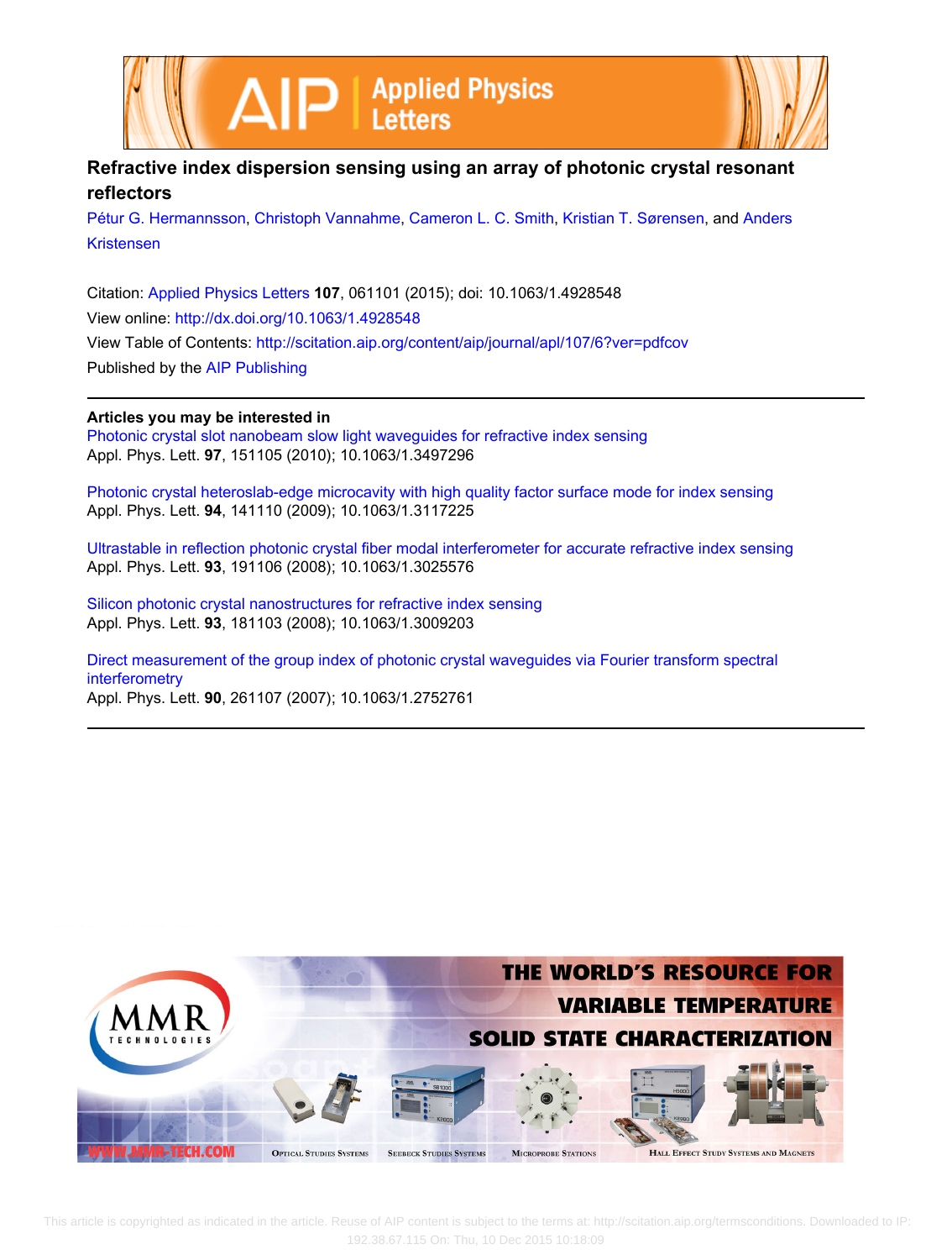# Refractive index dispersion sensing using an array of photonic crystal resonant reflectors

Pétur G. Hermannsson, Christoph Vannahme, Cameron L. C. Smith, Kristian T. Sørensen, and Anders Kristensen

Citation: Applied Physics Letters **107**, 061101 (2015); doi: 10.1063/1.4928548

View online: http://dx.doi.org/10.1063/1.4928548

View Table of Contents: http://scitation.aip.org/content/aip/journal/apl/107/6?ver=pdfcov

Published by the AIP Publishing

## Articles you may be interested in

Photonic crystal slot nanobeam slow light waveguides for refractive index sensing
Appl. Phys. Lett. **97**, 151105 (2010); 10.1063/1.3497296

Photonic crystal heteroslab-edge microcavity with high quality factor surface mode for index sensing
Appl. Phys. Lett. **94**, 141110 (2009); 10.1063/1.3117225

Ultrastable in reflection photonic crystal fiber modal interferometer for accurate refractive index sensing
Appl. Phys. Lett. **93**, 191106 (2008); 10.1063/1.3025576

Silicon photonic crystal nanostructures for refractive index sensing
Appl. Phys. Lett. **93**, 181103 (2008); 10.1063/1.3009203

Direct measurement of the group index of photonic crystal waveguides via Fourier transform spectral interferometry
Appl. Phys. Lett. **90**, 261107 (2007); 10.1063/1.2752761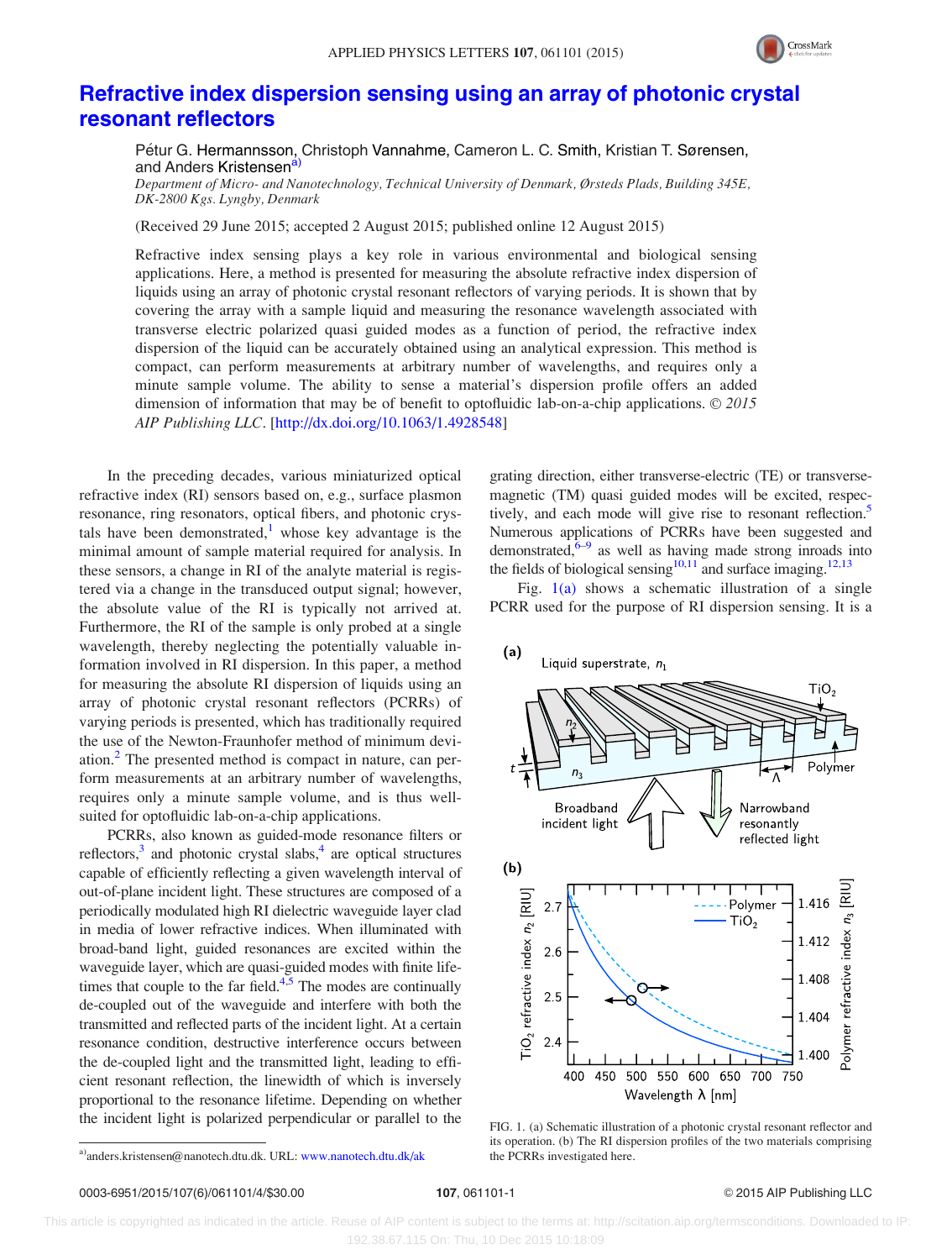# Refractive index dispersion sensing using an array of photonic crystal resonant reflectors

Pétur G. Hermannsson, Christoph Vannahme, Cameron L. C. Smith, Kristian T. Sørensen, and Anders Kristensen[a)]

*Department of Micro- and Nanotechnology, Technical University of Denmark, Ørsteds Plads, Building 345E, DK-2800 Kgs. Lyngby, Denmark*

(Received 29 June 2015; accepted 2 August 2015; published online 12 August 2015)

Refractive index sensing plays a key role in various environmental and biological sensing applications. Here, a method is presented for measuring the absolute refractive index dispersion of liquids using an array of photonic crystal resonant reflectors of varying periods. It is shown that by covering the array with a sample liquid and measuring the resonance wavelength associated with transverse electric polarized quasi guided modes as a function of period, the refractive index dispersion of the liquid can be accurately obtained using an analytical expression. This method is compact, can perform measurements at arbitrary number of wavelengths, and requires only a minute sample volume. The ability to sense a material's dispersion profile offers an added dimension of information that may be of benefit to optofluidic lab-on-a-chip applications. © *2015 AIP Publishing LLC*. [http://dx.doi.org/10.1063/1.4928548]

In the preceding decades, various miniaturized optical refractive index (RI) sensors based on, e.g., surface plasmon resonance, ring resonators, optical fibers, and photonic crystals have been demonstrated,[1] whose key advantage is the minimal amount of sample material required for analysis. In these sensors, a change in RI of the analyte material is registered via a change in the transduced output signal; however, the absolute value of the RI is typically not arrived at. Furthermore, the RI of the sample is only probed at a single wavelength, thereby neglecting the potentially valuable information involved in RI dispersion. In this paper, a method for measuring the absolute RI dispersion of liquids using an array of photonic crystal resonant reflectors (PCRRs) of varying periods is presented, which has traditionally required the use of the Newton-Fraunhofer method of minimum deviation.[2] The presented method is compact in nature, can perform measurements at an arbitrary number of wavelengths, requires only a minute sample volume, and is thus well-suited for optofluidic lab-on-a-chip applications.

PCRRs, also known as guided-mode resonance filters or reflectors,[3] and photonic crystal slabs,[4] are optical structures capable of efficiently reflecting a given wavelength interval of out-of-plane incident light. These structures are composed of a periodically modulated high RI dielectric waveguide layer clad in media of lower refractive indices. When illuminated with broad-band light, guided resonances are excited within the waveguide layer, which are quasi-guided modes with finite lifetimes that couple to the far field.[4,5] The modes are continually de-coupled out of the waveguide and interfere with both the transmitted and reflected parts of the incident light. At a certain resonance condition, destructive interference occurs between the de-coupled light and the transmitted light, leading to efficient resonant reflection, the linewidth of which is inversely proportional to the resonance lifetime. Depending on whether the incident light is polarized perpendicular or parallel to the grating direction, either transverse-electric (TE) or transverse-magnetic (TM) quasi guided modes will be excited, respectively, and each mode will give rise to resonant reflection.[5] Numerous applications of PCRRs have been suggested and demonstrated,[6–9] as well as having made strong inroads into the fields of biological sensing[10,11] and surface imaging.[12,13]

Fig. 1(a) shows a schematic illustration of a single PCRR used for the purpose of RI dispersion sensing. It is a

(a)
Liquid superstrate, $n_1$
$TiO_2$
$n_2$
$t$
$n_3$
$\Lambda$
Polymer
Broadband incident light
Narrowband resonantly reflected light

(b)
TiO$_2$ refractive index $n_2$ [RIU]
2.7
2.6
2.5
2.4
400 450 500 550 600 650 700 750
Wavelength λ [nm]
Polymer
TiO$_2$
1.416
1.412
1.408
1.404
1.400
Polymer refractive index $n_3$ [RIU]

FIG. 1. (a) Schematic illustration of a photonic crystal resonant reflector and its operation. (b) The RI dispersion profiles of the two materials comprising the PCRRs investigated here.

a)anders.kristensen@nanotech.dtu.dk. URL: www.nanotech.dtu.dk/ak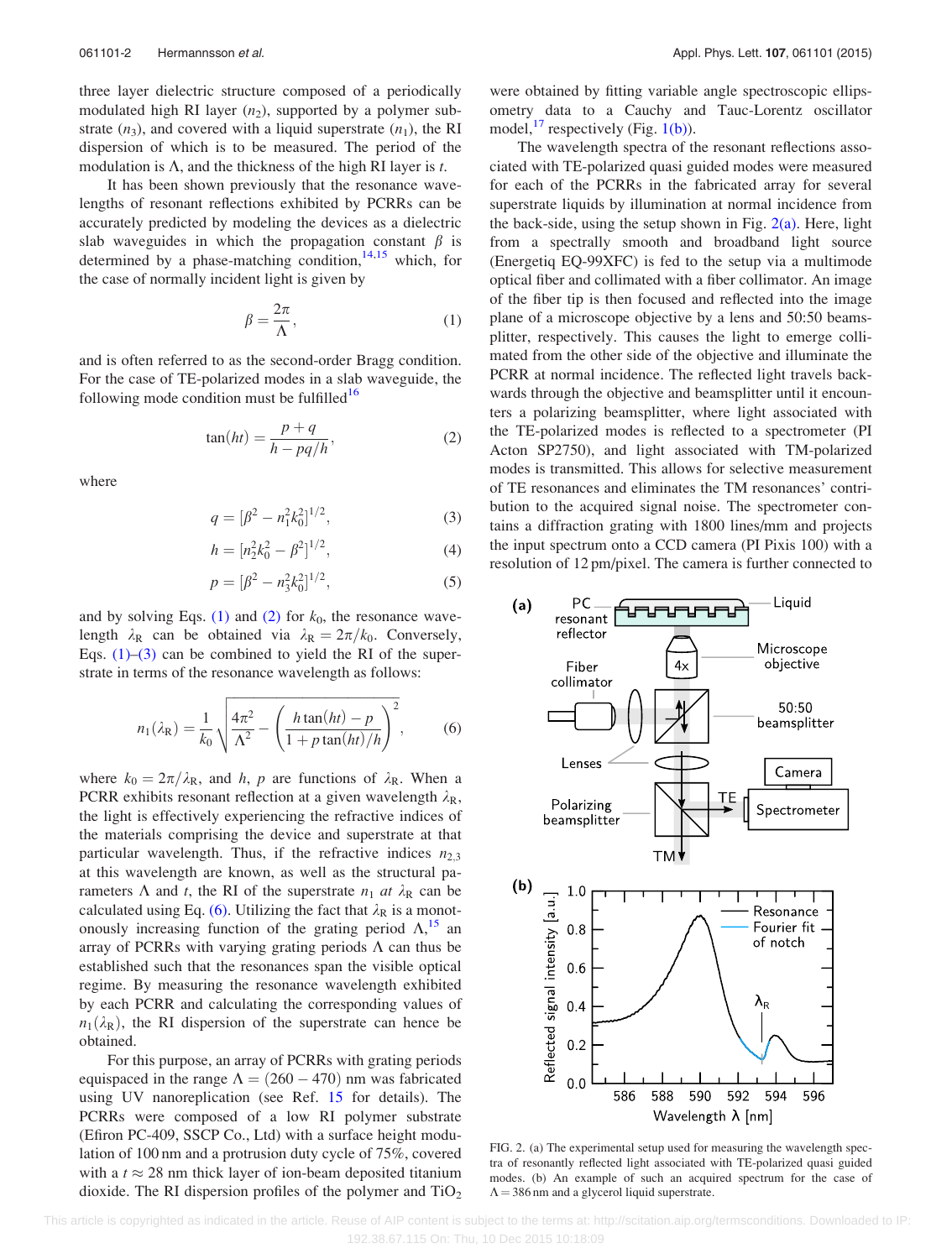three layer dielectric structure composed of a periodically modulated high RI layer ($n_2$), supported by a polymer substrate ($n_3$), and covered with a liquid superstrate ($n_1$), the RI dispersion of which is to be measured. The period of the modulation is $\Lambda$, and the thickness of the high RI layer is $t$.

It has been shown previously that the resonance wavelengths of resonant reflections exhibited by PCRRs can be accurately predicted by modeling the devices as a dielectric slab waveguides in which the propagation constant $\beta$ is determined by a phase-matching condition,[14,15] which, for the case of normally incident light is given by

$$\beta = \frac{2\pi}{\Lambda}, \tag{1}$$

and is often referred to as the second-order Bragg condition. For the case of TE-polarized modes in a slab waveguide, the following mode condition must be fulfilled[16]

$$\tan(ht) = \frac{p+q}{h - pq/h}, \tag{2}$$

where

$$q = [\beta^2 - n_1^2 k_0^2]^{1/2}, \tag{3}$$

$$h = [n_2^2 k_0^2 - \beta^2]^{1/2}, \tag{4}$$

$$p = [\beta^2 - n_3^2 k_0^2]^{1/2}, \tag{5}$$

and by solving Eqs. (1) and (2) for $k_0$, the resonance wavelength $\lambda_R$ can be obtained via $\lambda_R = 2\pi/k_0$. Conversely, Eqs. (1)–(3) can be combined to yield the RI of the superstrate in terms of the resonance wavelength as follows:

$$n_1(\lambda_R) = \frac{1}{k_0}\sqrt{\frac{4\pi^2}{\Lambda^2} - \left(\frac{h\tan(ht) - p}{1 + p\tan(ht)/h}\right)^2}, \tag{6}$$

where $k_0 = 2\pi/\lambda_R$, and $h$, $p$ are functions of $\lambda_R$. When a PCRR exhibits resonant reflection at a given wavelength $\lambda_R$, the light is effectively experiencing the refractive indices of the materials comprising the device and superstrate at that particular wavelength. Thus, if the refractive indices $n_{2,3}$ at this wavelength are known, as well as the structural parameters $\Lambda$ and $t$, the RI of the superstrate $n_1$ *at* $\lambda_R$ can be calculated using Eq. (6). Utilizing the fact that $\lambda_R$ is a monotonously increasing function of the grating period $\Lambda$,[15] an array of PCRRs with varying grating periods $\Lambda$ can thus be established such that the resonances span the visible optical regime. By measuring the resonance wavelength exhibited by each PCRR and calculating the corresponding values of $n_1(\lambda_R)$, the RI dispersion of the superstrate can hence be obtained.

For this purpose, an array of PCRRs with grating periods equispaced in the range $\Lambda = (260 - 470)$ nm was fabricated using UV nanoreplication (see Ref. 15 for details). The PCRRs were composed of a low RI polymer substrate (Efiron PC-409, SSCP Co., Ltd) with a surface height modulation of 100 nm and a protrusion duty cycle of 75%, covered with a $t \approx 28$ nm thick layer of ion-beam deposited titanium dioxide. The RI dispersion profiles of the polymer and $TiO_2$ were obtained by fitting variable angle spectroscopic ellipsometry data to a Cauchy and Tauc-Lorentz oscillator model,[17] respectively (Fig. 1(b)).

The wavelength spectra of the resonant reflections associated with TE-polarized quasi guided modes were measured for each of the PCRRs in the fabricated array for several superstrate liquids by illumination at normal incidence from the back-side, using the setup shown in Fig. 2(a). Here, light from a spectrally smooth and broadband light source (Energetiq EQ-99XFC) is fed to the setup via a multimode optical fiber and collimated with a fiber collimator. An image of the fiber tip is then focused and reflected into the image plane of a microscope objective by a lens and 50:50 beamsplitter, respectively. This causes the light to emerge collimated from the other side of the objective and illuminate the PCRR at normal incidence. The reflected light travels backwards through the objective and beamsplitter until it encounters a polarizing beamsplitter, where light associated with the TE-polarized modes is reflected to a spectrometer (PI Acton SP2750), and light associated with TM-polarized modes is transmitted. This allows for selective measurement of TE resonances and eliminates the TM resonances' contribution to the acquired signal noise. The spectrometer contains a diffraction grating with 1800 lines/mm and projects the input spectrum onto a CCD camera (PI Pixis 100) with a resolution of 12 pm/pixel. The camera is further connected to

FIG. 2. (a) The experimental setup used for measuring the wavelength spectra of resonantly reflected light associated with TE-polarized quasi guided modes. (b) An example of such an acquired spectrum for the case of $\Lambda = 386$ nm and a glycerol liquid superstrate.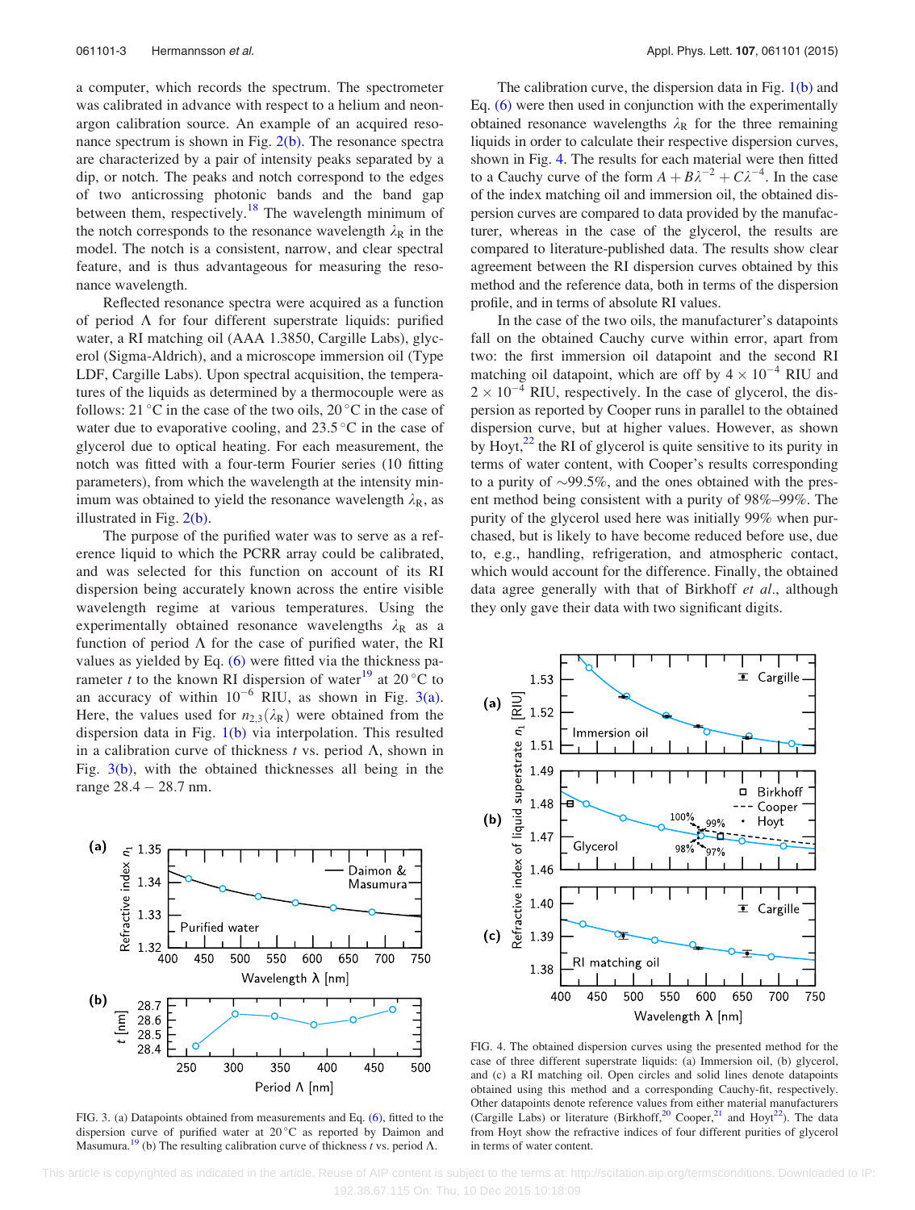a computer, which records the spectrum. The spectrometer was calibrated in advance with respect to a helium and neon-argon calibration source. An example of an acquired resonance spectrum is shown in Fig. 2(b). The resonance spectra are characterized by a pair of intensity peaks separated by a dip, or notch. The peaks and notch correspond to the edges of two anticrossing photonic bands and the band gap between them, respectively.[18] The wavelength minimum of the notch corresponds to the resonance wavelength $\lambda_R$ in the model. The notch is a consistent, narrow, and clear spectral feature, and is thus advantageous for measuring the resonance wavelength.

Reflected resonance spectra were acquired as a function of period $\Lambda$ for four different superstrate liquids: purified water, a RI matching oil (AAA 1.3850, Cargille Labs), glycerol (Sigma-Aldrich), and a microscope immersion oil (Type LDF, Cargille Labs). Upon spectral acquisition, the temperatures of the liquids as determined by a thermocouple were as follows: 21 °C in the case of the two oils, 20 °C in the case of water due to evaporative cooling, and 23.5 °C in the case of glycerol due to optical heating. For each measurement, the notch was fitted with a four-term Fourier series (10 fitting parameters), from which the wavelength at the intensity minimum was obtained to yield the resonance wavelength $\lambda_R$, as illustrated in Fig. 2(b).

The purpose of the purified water was to serve as a reference liquid to which the PCRR array could be calibrated, and was selected for this function on account of its RI dispersion being accurately known across the entire visible wavelength regime at various temperatures. Using the experimentally obtained resonance wavelengths $\lambda_R$ as a function of period $\Lambda$ for the case of purified water, the RI values as yielded by Eq. (6) were fitted via the thickness parameter $t$ to the known RI dispersion of water[19] at 20 °C to an accuracy of within $10^{-6}$ RIU, as shown in Fig. 3(a). Here, the values used for $n_{2,3}(\lambda_R)$ were obtained from the dispersion data in Fig. 1(b) via interpolation. This resulted in a calibration curve of thickness $t$ vs. period $\Lambda$, shown in Fig. 3(b), with the obtained thicknesses all being in the range 28.4 – 28.7 nm.

FIG. 3. (a) Datapoints obtained from measurements and Eq. (6), fitted to the dispersion curve of purified water at 20 °C as reported by Daimon and Masumura.[19] (b) The resulting calibration curve of thickness $t$ vs. period $\Lambda$.

The calibration curve, the dispersion data in Fig. 1(b) and Eq. (6) were then used in conjunction with the experimentally obtained resonance wavelengths $\lambda_R$ for the three remaining liquids in order to calculate their respective dispersion curves, shown in Fig. 4. The results for each material were then fitted to a Cauchy curve of the form $A + B\lambda^{-2} + C\lambda^{-4}$. In the case of the index matching oil and immersion oil, the obtained dispersion curves are compared to data provided by the manufacturer, whereas in the case of the glycerol, the results are compared to literature-published data. The results show clear agreement between the RI dispersion curves obtained by this method and the reference data, both in terms of the dispersion profile, and in terms of absolute RI values.

In the case of the two oils, the manufacturer's datapoints fall on the obtained Cauchy curve within error, apart from two: the first immersion oil datapoint and the second RI matching oil datapoint, which are off by $4 \times 10^{-4}$ RIU and $2 \times 10^{-4}$ RIU, respectively. In the case of glycerol, the dispersion as reported by Cooper runs in parallel to the obtained dispersion curve, but at higher values. However, as shown by Hoyt,[22] the RI of glycerol is quite sensitive to its purity in terms of water content, with Cooper's results corresponding to a purity of ~99.5%, and the ones obtained with the present method being consistent with a purity of 98%–99%. The purity of the glycerol used here was initially 99% when purchased, but is likely to have become reduced before use, due to, e.g., handling, refrigeration, and atmospheric contact, which would account for the difference. Finally, the obtained data agree generally with that of Birkhoff *et al.*, although they only gave their data with two significant digits.

FIG. 4. The obtained dispersion curves using the presented method for the case of three different superstrate liquids: (a) Immersion oil, (b) glycerol, and (c) a RI matching oil. Open circles and solid lines denote datapoints obtained using this method and a corresponding Cauchy-fit, respectively. Other datapoints denote reference values from either material manufacturers (Cargille Labs) or literature (Birkhoff,[20] Cooper,[21] and Hoyt[22]). The data from Hoyt show the refractive indices of four different purities of glycerol in terms of water content.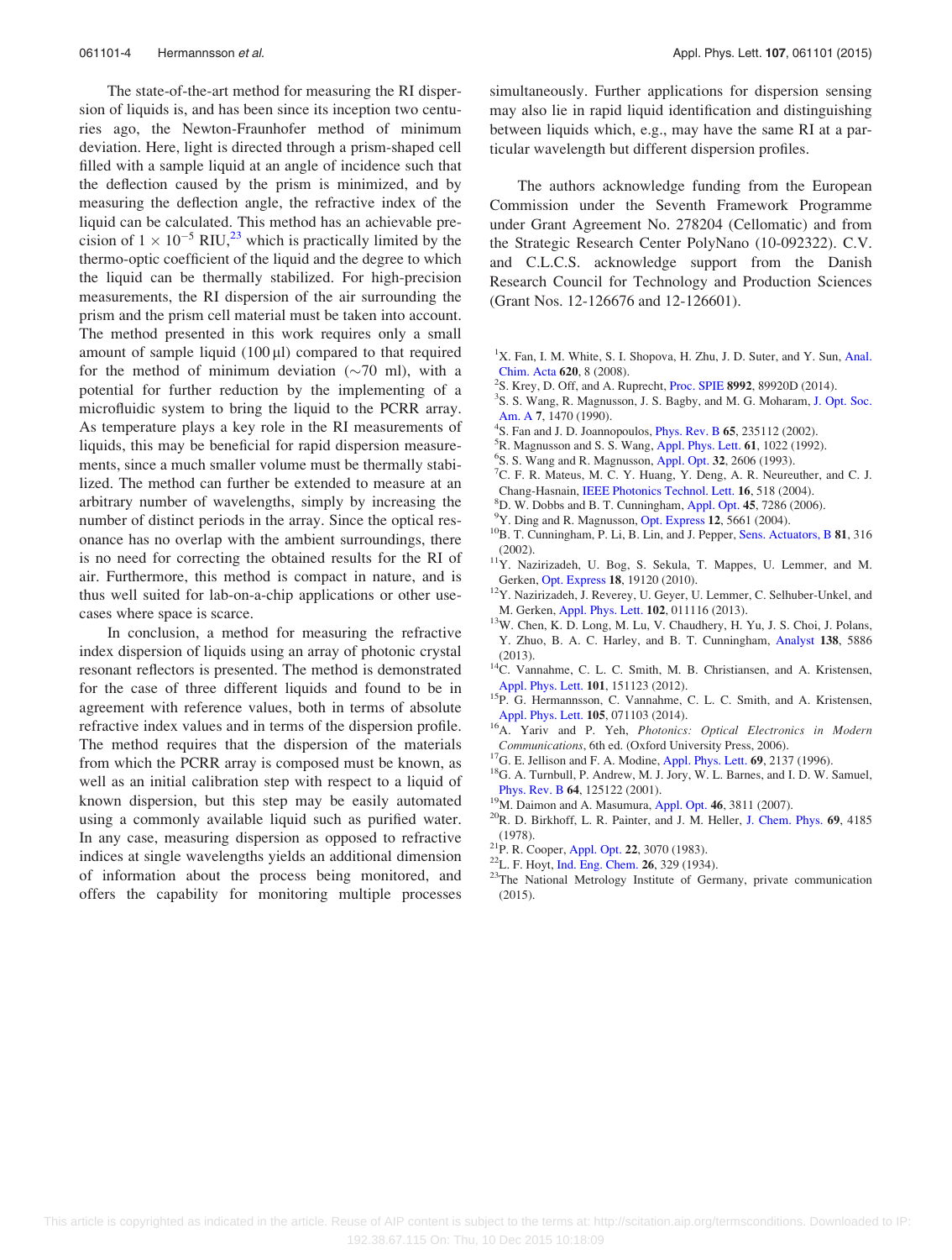The state-of-the-art method for measuring the RI dispersion of liquids is, and has been since its inception two centuries ago, the Newton-Fraunhofer method of minimum deviation. Here, light is directed through a prism-shaped cell filled with a sample liquid at an angle of incidence such that the deflection caused by the prism is minimized, and by measuring the deflection angle, the refractive index of the liquid can be calculated. This method has an achievable precision of $1 \times 10^{-5}$ RIU,[23] which is practically limited by the thermo-optic coefficient of the liquid and the degree to which the liquid can be thermally stabilized. For high-precision measurements, the RI dispersion of the air surrounding the prism and the prism cell material must be taken into account. The method presented in this work requires only a small amount of sample liquid (100 μl) compared to that required for the method of minimum deviation (~70 ml), with a potential for further reduction by the implementing of a microfluidic system to bring the liquid to the PCRR array. As temperature plays a key role in the RI measurements of liquids, this may be beneficial for rapid dispersion measurements, since a much smaller volume must be thermally stabilized. The method can further be extended to measure at an arbitrary number of wavelengths, simply by increasing the number of distinct periods in the array. Since the optical resonance has no overlap with the ambient surroundings, there is no need for correcting the obtained results for the RI of air. Furthermore, this method is compact in nature, and is thus well suited for lab-on-a-chip applications or other use-cases where space is scarce.

In conclusion, a method for measuring the refractive index dispersion of liquids using an array of photonic crystal resonant reflectors is presented. The method is demonstrated for the case of three different liquids and found to be in agreement with reference values, both in terms of absolute refractive index values and in terms of the dispersion profile. The method requires that the dispersion of the materials from which the PCRR array is composed must be known, as well as an initial calibration step with respect to a liquid of known dispersion, but this step may be easily automated using a commonly available liquid such as purified water. In any case, measuring dispersion as opposed to refractive indices at single wavelengths yields an additional dimension of information about the process being monitored, and offers the capability for monitoring multiple processes simultaneously. Further applications for dispersion sensing may also lie in rapid liquid identification and distinguishing between liquids which, e.g., may have the same RI at a particular wavelength but different dispersion profiles.

The authors acknowledge funding from the European Commission under the Seventh Framework Programme under Grant Agreement No. 278204 (Cellomatic) and from the Strategic Research Center PolyNano (10-092322). C.V. and C.L.C.S. acknowledge support from the Danish Research Council for Technology and Production Sciences (Grant Nos. 12-126676 and 12-126601).

[1] X. Fan, I. M. White, S. I. Shopova, H. Zhu, J. D. Suter, and Y. Sun, Anal. Chim. Acta **620**, 8 (2008).
[2] S. Krey, D. Off, and A. Ruprecht, Proc. SPIE **8992**, 89920D (2014).
[3] S. S. Wang, R. Magnusson, J. S. Bagby, and M. G. Moharam, J. Opt. Soc. Am. A **7**, 1470 (1990).
[4] S. Fan and J. D. Joannopoulos, Phys. Rev. B **65**, 235112 (2002).
[5] R. Magnusson and S. S. Wang, Appl. Phys. Lett. **61**, 1022 (1992).
[6] S. S. Wang and R. Magnusson, Appl. Opt. **32**, 2606 (1993).
[7] C. F. R. Mateus, M. C. Y. Huang, Y. Deng, A. R. Neureuther, and C. J. Chang-Hasnain, IEEE Photonics Technol. Lett. **16**, 518 (2004).
[8] D. W. Dobbs and B. T. Cunningham, Appl. Opt. **45**, 7286 (2006).
[9] Y. Ding and R. Magnusson, Opt. Express **12**, 5661 (2004).
[10] B. T. Cunningham, P. Li, B. Lin, and J. Pepper, Sens. Actuators, B **81**, 316 (2002).
[11] Y. Nazirizadeh, U. Bog, S. Sekula, T. Mappes, U. Lemmer, and M. Gerken, Opt. Express **18**, 19120 (2010).
[12] Y. Nazirizadeh, J. Reverey, U. Geyer, U. Lemmer, C. Selhuber-Unkel, and M. Gerken, Appl. Phys. Lett. **102**, 011116 (2013).
[13] W. Chen, K. D. Long, M. Lu, V. Chaudhery, H. Yu, J. S. Choi, J. Polans, Y. Zhuo, B. A. C. Harley, and B. T. Cunningham, Analyst **138**, 5886 (2013).
[14] C. Vannahme, C. L. C. Smith, M. B. Christiansen, and A. Kristensen, Appl. Phys. Lett. **101**, 151123 (2012).
[15] P. G. Hermannsson, C. Vannahme, C. L. C. Smith, and A. Kristensen, Appl. Phys. Lett. **105**, 071103 (2014).
[16] A. Yariv and P. Yeh, *Photonics: Optical Electronics in Modern Communications*, 6th ed. (Oxford University Press, 2006).
[17] G. E. Jellison and F. A. Modine, Appl. Phys. Lett. **69**, 2137 (1996).
[18] G. A. Turnbull, P. Andrew, M. J. Jory, W. L. Barnes, and I. D. W. Samuel, Phys. Rev. B **64**, 125122 (2001).
[19] M. Daimon and A. Masumura, Appl. Opt. **46**, 3811 (2007).
[20] R. D. Birkhoff, L. R. Painter, and J. M. Heller, J. Chem. Phys. **69**, 4185 (1978).
[21] P. R. Cooper, Appl. Opt. **22**, 3070 (1983).
[22] L. F. Hoyt, Ind. Eng. Chem. **26**, 329 (1934).
[23] The National Metrology Institute of Germany, private communication (2015).